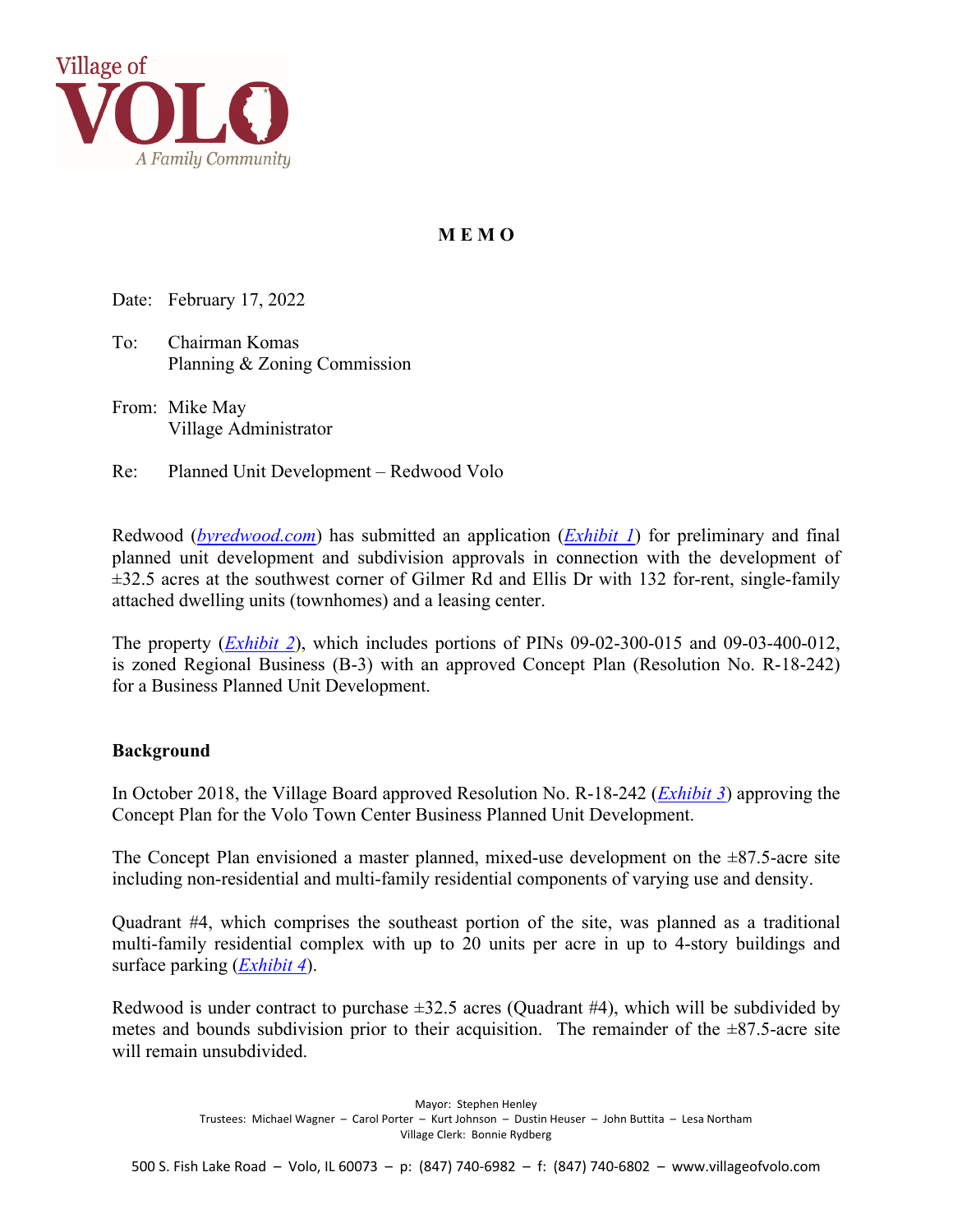**M E M O**

Date: February 17, 2022

To: Chairman Komas
Planning & Zoning Commission

From: Mike May
Village Administrator

Re: Planned Unit Development – Redwood Volo

Redwood (*byredwood.com*) has submitted an application (*Exhibit 1*) for preliminary and final planned unit development and subdivision approvals in connection with the development of ±32.5 acres at the southwest corner of Gilmer Rd and Ellis Dr with 132 for-rent, single-family attached dwelling units (townhomes) and a leasing center.

The property (*Exhibit 2*), which includes portions of PINs 09-02-300-015 and 09-03-400-012, is zoned Regional Business (B-3) with an approved Concept Plan (Resolution No. R-18-242) for a Business Planned Unit Development.

## Background

In October 2018, the Village Board approved Resolution No. R-18-242 (*Exhibit 3*) approving the Concept Plan for the Volo Town Center Business Planned Unit Development.

The Concept Plan envisioned a master planned, mixed-use development on the ±87.5-acre site including non-residential and multi-family residential components of varying use and density.

Quadrant #4, which comprises the southeast portion of the site, was planned as a traditional multi-family residential complex with up to 20 units per acre in up to 4-story buildings and surface parking (*Exhibit 4*).

Redwood is under contract to purchase ±32.5 acres (Quadrant #4), which will be subdivided by metes and bounds subdivision prior to their acquisition. The remainder of the ±87.5-acre site will remain unsubdivided.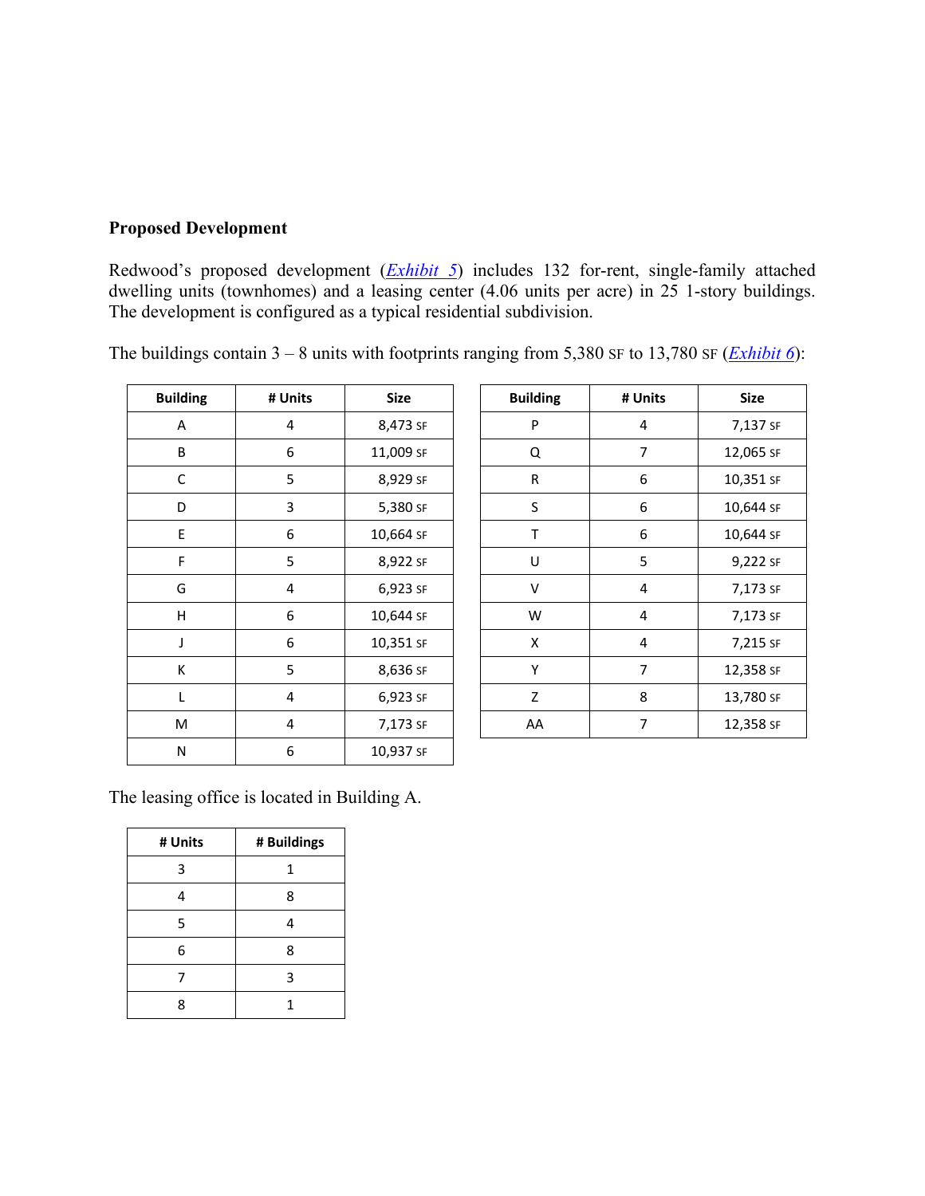**Proposed Development**

Redwood's proposed development (*Exhibit 5*) includes 132 for-rent, single-family attached dwelling units (townhomes) and a leasing center (4.06 units per acre) in 25 1-story buildings. The development is configured as a typical residential subdivision.

The buildings contain 3 – 8 units with footprints ranging from 5,380 SF to 13,780 SF (*Exhibit 6*):

| Building | # Units | Size |
|---|---|---|
| A | 4 | 8,473 SF |
| B | 6 | 11,009 SF |
| C | 5 | 8,929 SF |
| D | 3 | 5,380 SF |
| E | 6 | 10,664 SF |
| F | 5 | 8,922 SF |
| G | 4 | 6,923 SF |
| H | 6 | 10,644 SF |
| J | 6 | 10,351 SF |
| K | 5 | 8,636 SF |
| L | 4 | 6,923 SF |
| M | 4 | 7,173 SF |
| N | 6 | 10,937 SF |

| Building | # Units | Size |
|---|---|---|
| P | 4 | 7,137 SF |
| Q | 7 | 12,065 SF |
| R | 6 | 10,351 SF |
| S | 6 | 10,644 SF |
| T | 6 | 10,644 SF |
| U | 5 | 9,222 SF |
| V | 4 | 7,173 SF |
| W | 4 | 7,173 SF |
| X | 4 | 7,215 SF |
| Y | 7 | 12,358 SF |
| Z | 8 | 13,780 SF |
| AA | 7 | 12,358 SF |

The leasing office is located in Building A.

| # Units | # Buildings |
|---|---|
| 3 | 1 |
| 4 | 8 |
| 5 | 4 |
| 6 | 8 |
| 7 | 3 |
| 8 | 1 |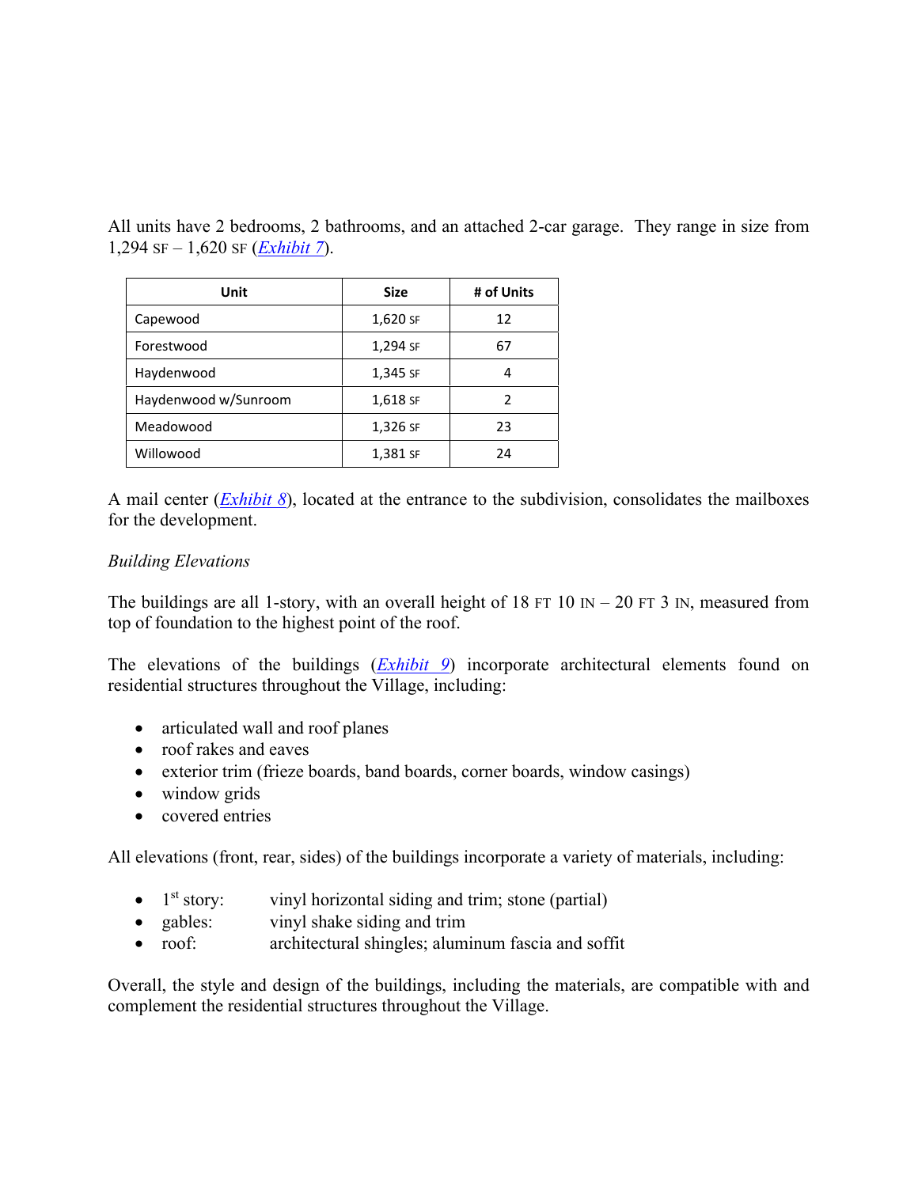All units have 2 bedrooms, 2 bathrooms, and an attached 2-car garage. They range in size from 1,294 SF – 1,620 SF (*Exhibit 7*).

| Unit | Size | # of Units |
|---|---|---|
| Capewood | 1,620 SF | 12 |
| Forestwood | 1,294 SF | 67 |
| Haydenwood | 1,345 SF | 4 |
| Haydenwood w/Sunroom | 1,618 SF | 2 |
| Meadowood | 1,326 SF | 23 |
| Willowood | 1,381 SF | 24 |

A mail center (*Exhibit 8*), located at the entrance to the subdivision, consolidates the mailboxes for the development.

*Building Elevations*

The buildings are all 1-story, with an overall height of 18 FT 10 IN – 20 FT 3 IN, measured from top of foundation to the highest point of the roof.

The elevations of the buildings (*Exhibit 9*) incorporate architectural elements found on residential structures throughout the Village, including:

- articulated wall and roof planes
- roof rakes and eaves
- exterior trim (frieze boards, band boards, corner boards, window casings)
- window grids
- covered entries

All elevations (front, rear, sides) of the buildings incorporate a variety of materials, including:

- 1st story: vinyl horizontal siding and trim; stone (partial)
- gables: vinyl shake siding and trim
- roof: architectural shingles; aluminum fascia and soffit

Overall, the style and design of the buildings, including the materials, are compatible with and complement the residential structures throughout the Village.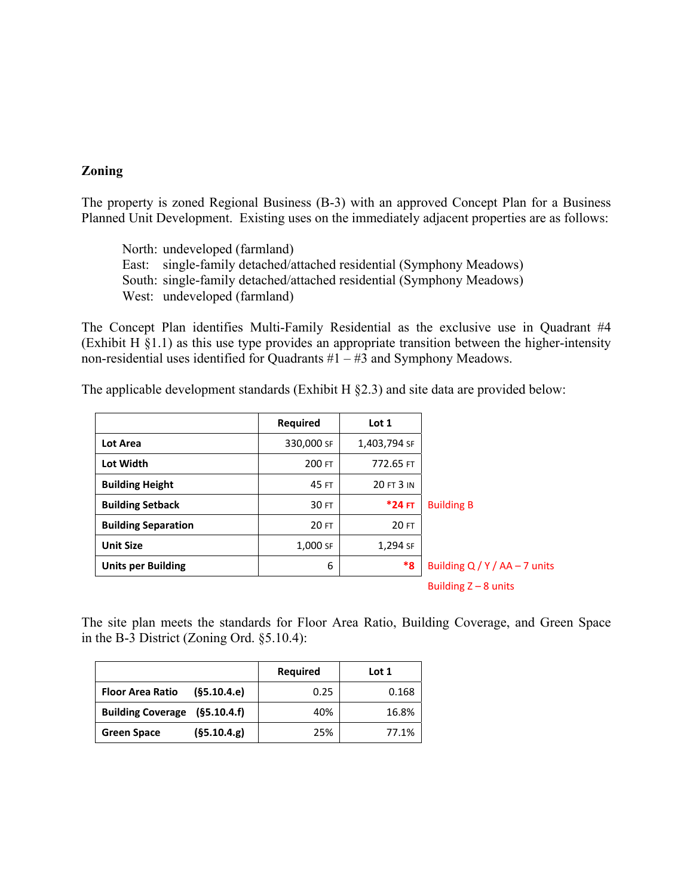## Zoning

The property is zoned Regional Business (B-3) with an approved Concept Plan for a Business Planned Unit Development. Existing uses on the immediately adjacent properties are as follows:

North: undeveloped (farmland)
East: single-family detached/attached residential (Symphony Meadows)
South: single-family detached/attached residential (Symphony Meadows)
West: undeveloped (farmland)

The Concept Plan identifies Multi-Family Residential as the exclusive use in Quadrant #4 (Exhibit H §1.1) as this use type provides an appropriate transition between the higher-intensity non-residential uses identified for Quadrants #1 – #3 and Symphony Meadows.

The applicable development standards (Exhibit H §2.3) and site data are provided below:

| | Required | Lot 1 | |
|---|---|---|---|
| **Lot Area** | 330,000 SF | 1,403,794 SF | |
| **Lot Width** | 200 FT | 772.65 FT | |
| **Building Height** | 45 FT | 20 FT 3 IN | |
| **Building Setback** | 30 FT | ***24 FT** | Building B |
| **Building Separation** | 20 FT | 20 FT | |
| **Unit Size** | 1,000 SF | 1,294 SF | |
| **Units per Building** | 6 | ***8** | Building Q / Y / AA – 7 units<br>Building Z – 8 units |

The site plan meets the standards for Floor Area Ratio, Building Coverage, and Green Space in the B-3 District (Zoning Ord. §5.10.4):

| | Required | Lot 1 |
|---|---|---|
| **Floor Area Ratio (§5.10.4.e)** | 0.25 | 0.168 |
| **Building Coverage (§5.10.4.f)** | 40% | 16.8% |
| **Green Space (§5.10.4.g)** | 25% | 77.1% |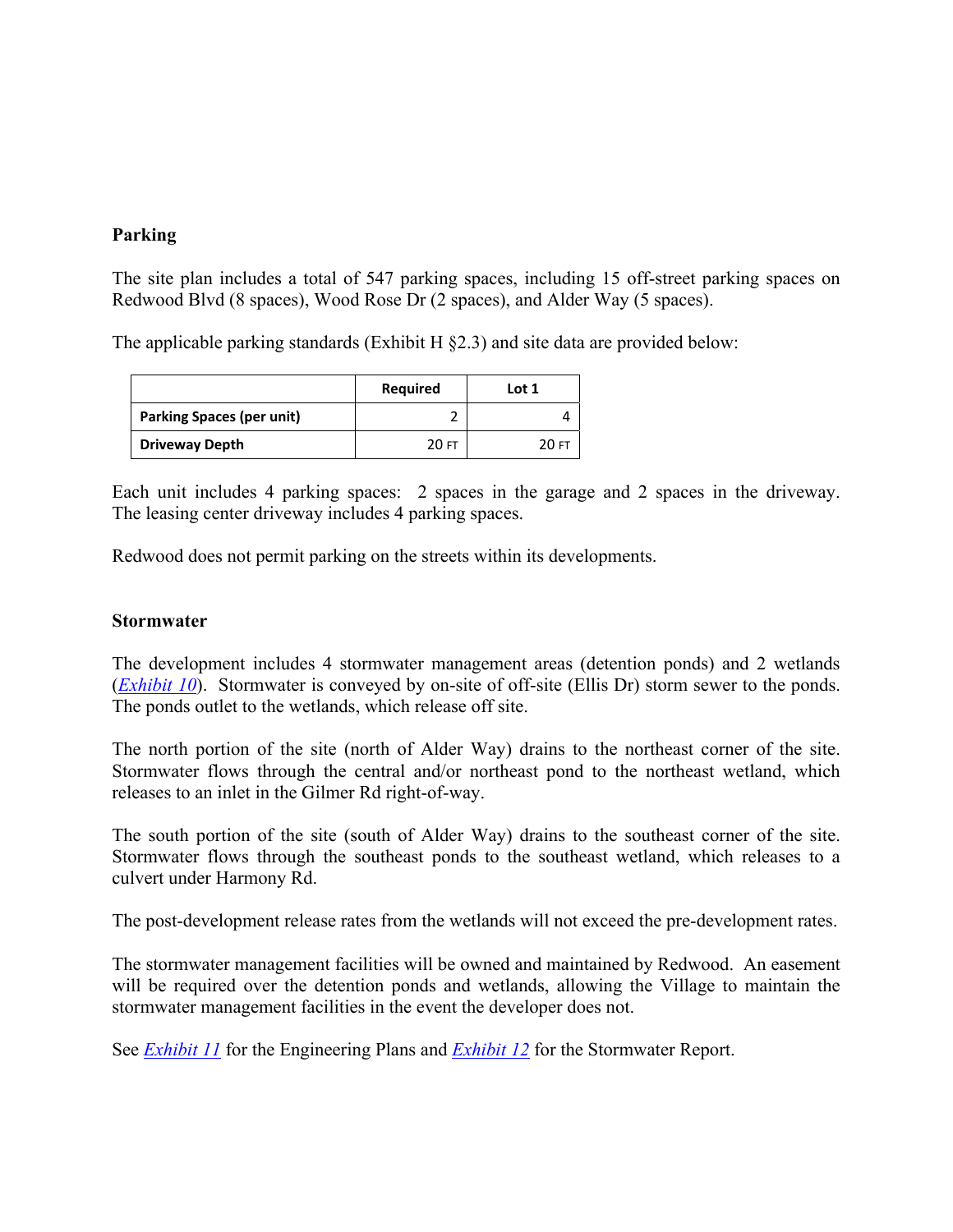**Parking**

The site plan includes a total of 547 parking spaces, including 15 off-street parking spaces on Redwood Blvd (8 spaces), Wood Rose Dr (2 spaces), and Alder Way (5 spaces).

The applicable parking standards (Exhibit H §2.3) and site data are provided below:

| | Required | Lot 1 |
|---|---|---|
| **Parking Spaces (per unit)** | 2 | 4 |
| **Driveway Depth** | 20 FT | 20 FT |

Each unit includes 4 parking spaces: 2 spaces in the garage and 2 spaces in the driveway. The leasing center driveway includes 4 parking spaces.

Redwood does not permit parking on the streets within its developments.

**Stormwater**

The development includes 4 stormwater management areas (detention ponds) and 2 wetlands (*Exhibit 10*). Stormwater is conveyed by on-site of off-site (Ellis Dr) storm sewer to the ponds. The ponds outlet to the wetlands, which release off site.

The north portion of the site (north of Alder Way) drains to the northeast corner of the site. Stormwater flows through the central and/or northeast pond to the northeast wetland, which releases to an inlet in the Gilmer Rd right-of-way.

The south portion of the site (south of Alder Way) drains to the southeast corner of the site. Stormwater flows through the southeast ponds to the southeast wetland, which releases to a culvert under Harmony Rd.

The post-development release rates from the wetlands will not exceed the pre-development rates.

The stormwater management facilities will be owned and maintained by Redwood. An easement will be required over the detention ponds and wetlands, allowing the Village to maintain the stormwater management facilities in the event the developer does not.

See *Exhibit 11* for the Engineering Plans and *Exhibit 12* for the Stormwater Report.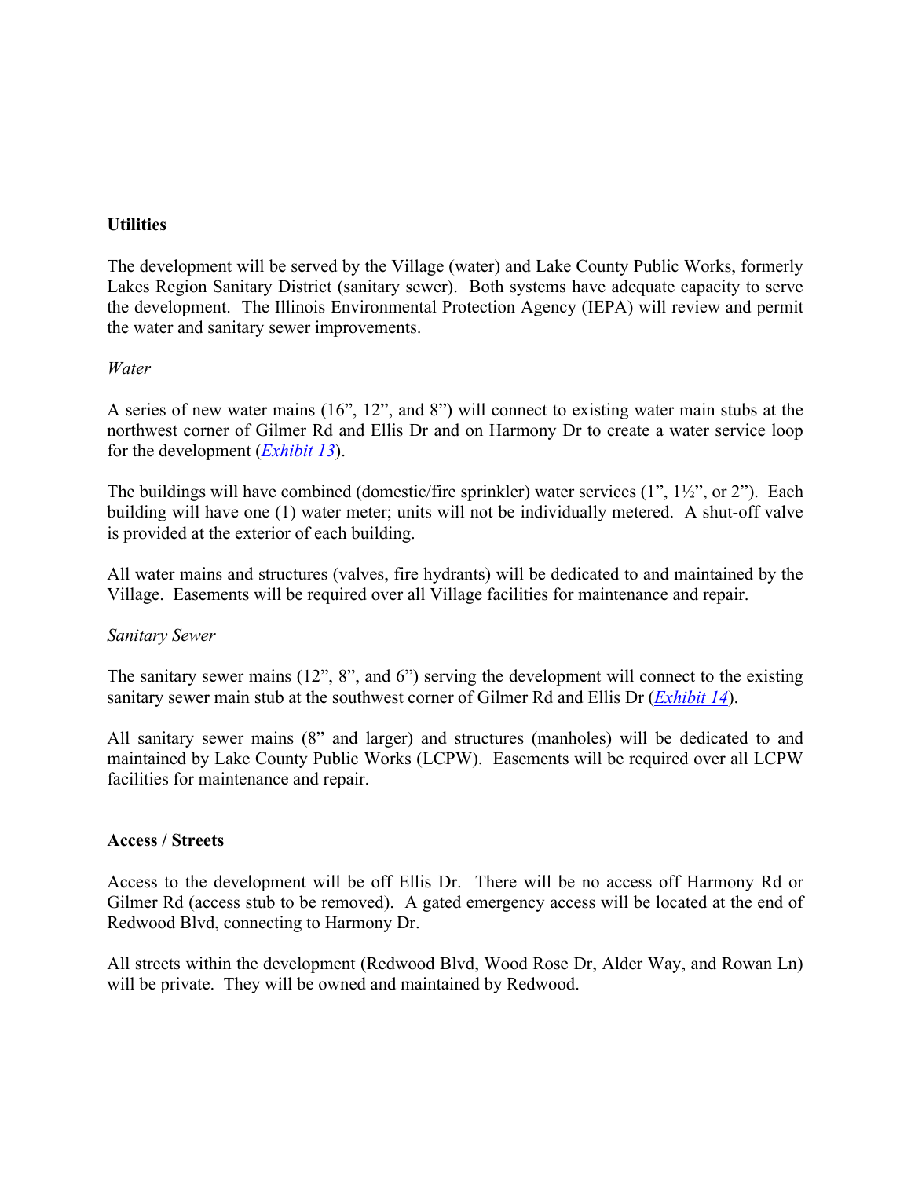**Utilities**

The development will be served by the Village (water) and Lake County Public Works, formerly Lakes Region Sanitary District (sanitary sewer). Both systems have adequate capacity to serve the development. The Illinois Environmental Protection Agency (IEPA) will review and permit the water and sanitary sewer improvements.

*Water*

A series of new water mains (16", 12", and 8") will connect to existing water main stubs at the northwest corner of Gilmer Rd and Ellis Dr and on Harmony Dr to create a water service loop for the development (*Exhibit 13*).

The buildings will have combined (domestic/fire sprinkler) water services (1", 1½", or 2"). Each building will have one (1) water meter; units will not be individually metered. A shut-off valve is provided at the exterior of each building.

All water mains and structures (valves, fire hydrants) will be dedicated to and maintained by the Village. Easements will be required over all Village facilities for maintenance and repair.

*Sanitary Sewer*

The sanitary sewer mains (12", 8", and 6") serving the development will connect to the existing sanitary sewer main stub at the southwest corner of Gilmer Rd and Ellis Dr (*Exhibit 14*).

All sanitary sewer mains (8" and larger) and structures (manholes) will be dedicated to and maintained by Lake County Public Works (LCPW). Easements will be required over all LCPW facilities for maintenance and repair.

**Access / Streets**

Access to the development will be off Ellis Dr. There will be no access off Harmony Rd or Gilmer Rd (access stub to be removed). A gated emergency access will be located at the end of Redwood Blvd, connecting to Harmony Dr.

All streets within the development (Redwood Blvd, Wood Rose Dr, Alder Way, and Rowan Ln) will be private. They will be owned and maintained by Redwood.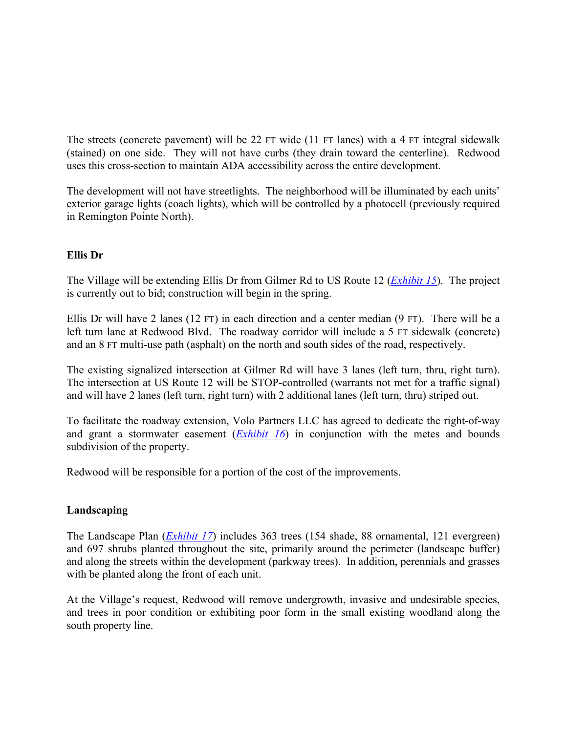The streets (concrete pavement) will be 22 FT wide (11 FT lanes) with a 4 FT integral sidewalk (stained) on one side. They will not have curbs (they drain toward the centerline). Redwood uses this cross-section to maintain ADA accessibility across the entire development.

The development will not have streetlights. The neighborhood will be illuminated by each units' exterior garage lights (coach lights), which will be controlled by a photocell (previously required in Remington Pointe North).

**Ellis Dr**

The Village will be extending Ellis Dr from Gilmer Rd to US Route 12 (*Exhibit 15*). The project is currently out to bid; construction will begin in the spring.

Ellis Dr will have 2 lanes (12 FT) in each direction and a center median (9 FT). There will be a left turn lane at Redwood Blvd. The roadway corridor will include a 5 FT sidewalk (concrete) and an 8 FT multi-use path (asphalt) on the north and south sides of the road, respectively.

The existing signalized intersection at Gilmer Rd will have 3 lanes (left turn, thru, right turn). The intersection at US Route 12 will be STOP-controlled (warrants not met for a traffic signal) and will have 2 lanes (left turn, right turn) with 2 additional lanes (left turn, thru) striped out.

To facilitate the roadway extension, Volo Partners LLC has agreed to dedicate the right-of-way and grant a stormwater easement (*Exhibit 16*) in conjunction with the metes and bounds subdivision of the property.

Redwood will be responsible for a portion of the cost of the improvements.

**Landscaping**

The Landscape Plan (*Exhibit 17*) includes 363 trees (154 shade, 88 ornamental, 121 evergreen) and 697 shrubs planted throughout the site, primarily around the perimeter (landscape buffer) and along the streets within the development (parkway trees). In addition, perennials and grasses with be planted along the front of each unit.

At the Village's request, Redwood will remove undergrowth, invasive and undesirable species, and trees in poor condition or exhibiting poor form in the small existing woodland along the south property line.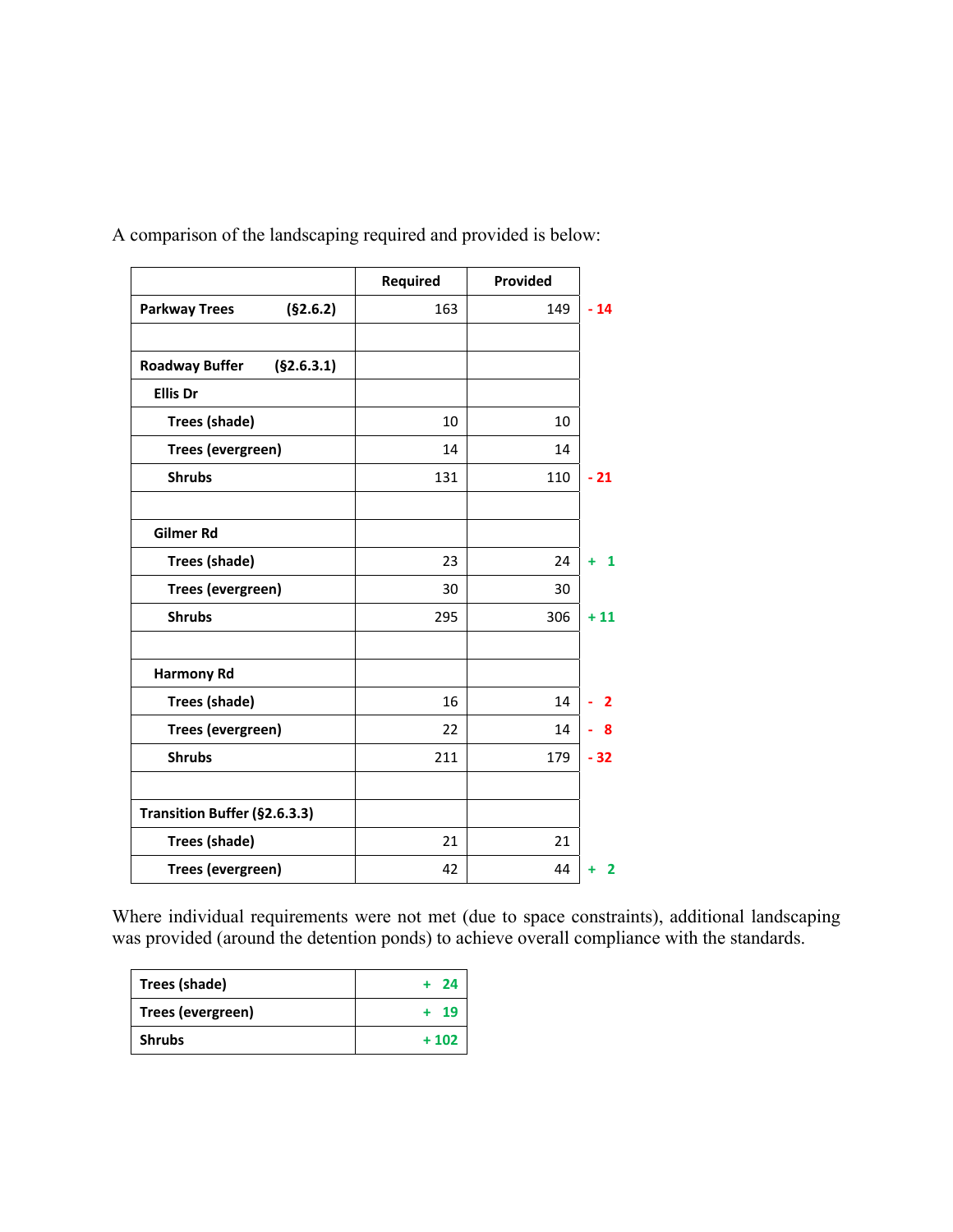A comparison of the landscaping required and provided is below:

| | Required | Provided | |
|---|---|---|---|
| **Parkway Trees (§2.6.2)** | 163 | 149 | - 14 |
| | | | |
| **Roadway Buffer (§2.6.3.1)** | | | |
| **Ellis Dr** | | | |
| **Trees (shade)** | 10 | 10 | |
| **Trees (evergreen)** | 14 | 14 | |
| **Shrubs** | 131 | 110 | - 21 |
| | | | |
| **Gilmer Rd** | | | |
| **Trees (shade)** | 23 | 24 | + 1 |
| **Trees (evergreen)** | 30 | 30 | |
| **Shrubs** | 295 | 306 | + 11 |
| | | | |
| **Harmony Rd** | | | |
| **Trees (shade)** | 16 | 14 | - 2 |
| **Trees (evergreen)** | 22 | 14 | - 8 |
| **Shrubs** | 211 | 179 | - 32 |
| | | | |
| **Transition Buffer (§2.6.3.3)** | | | |
| **Trees (shade)** | 21 | 21 | |
| **Trees (evergreen)** | 42 | 44 | + 2 |

Where individual requirements were not met (due to space constraints), additional landscaping was provided (around the detention ponds) to achieve overall compliance with the standards.

| | |
|---|---|
| **Trees (shade)** | + 24 |
| **Trees (evergreen)** | + 19 |
| **Shrubs** | + 102 |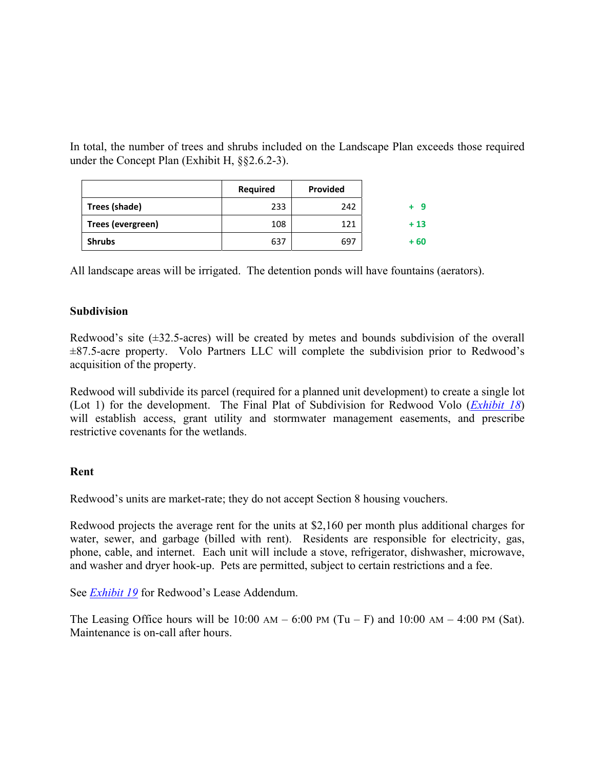In total, the number of trees and shrubs included on the Landscape Plan exceeds those required under the Concept Plan (Exhibit H, §§2.6.2-3).

| | Required | Provided | |
|---|---|---|---|
| **Trees (shade)** | 233 | 242 | **+ 9** |
| **Trees (evergreen)** | 108 | 121 | **+ 13** |
| **Shrubs** | 637 | 697 | **+ 60** |

All landscape areas will be irrigated. The detention ponds will have fountains (aerators).

**Subdivision**

Redwood's site (±32.5-acres) will be created by metes and bounds subdivision of the overall ±87.5-acre property. Volo Partners LLC will complete the subdivision prior to Redwood's acquisition of the property.

Redwood will subdivide its parcel (required for a planned unit development) to create a single lot (Lot 1) for the development. The Final Plat of Subdivision for Redwood Volo (*Exhibit 18*) will establish access, grant utility and stormwater management easements, and prescribe restrictive covenants for the wetlands.

**Rent**

Redwood's units are market-rate; they do not accept Section 8 housing vouchers.

Redwood projects the average rent for the units at $2,160 per month plus additional charges for water, sewer, and garbage (billed with rent). Residents are responsible for electricity, gas, phone, cable, and internet. Each unit will include a stove, refrigerator, dishwasher, microwave, and washer and dryer hook-up. Pets are permitted, subject to certain restrictions and a fee.

See *Exhibit 19* for Redwood's Lease Addendum.

The Leasing Office hours will be 10:00 AM – 6:00 PM (Tu – F) and 10:00 AM – 4:00 PM (Sat). Maintenance is on-call after hours.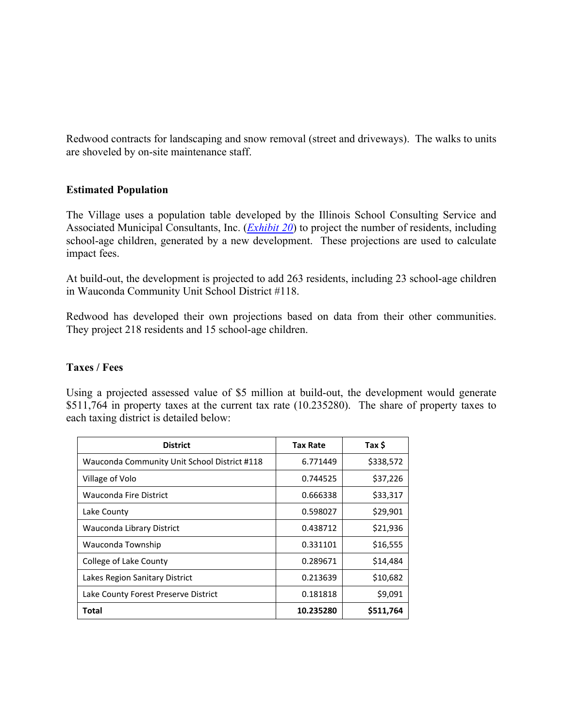Redwood contracts for landscaping and snow removal (street and driveways). The walks to units are shoveled by on-site maintenance staff.

**Estimated Population**

The Village uses a population table developed by the Illinois School Consulting Service and Associated Municipal Consultants, Inc. (*Exhibit 20*) to project the number of residents, including school-age children, generated by a new development. These projections are used to calculate impact fees.

At build-out, the development is projected to add 263 residents, including 23 school-age children in Wauconda Community Unit School District #118.

Redwood has developed their own projections based on data from their other communities. They project 218 residents and 15 school-age children.

**Taxes / Fees**

Using a projected assessed value of $5 million at build-out, the development would generate $511,764 in property taxes at the current tax rate (10.235280). The share of property taxes to each taxing district is detailed below:

| District | Tax Rate | Tax $ |
| --- | --- | --- |
| Wauconda Community Unit School District #118 | 6.771449 | $338,572 |
| Village of Volo | 0.744525 | $37,226 |
| Wauconda Fire District | 0.666338 | $33,317 |
| Lake County | 0.598027 | $29,901 |
| Wauconda Library District | 0.438712 | $21,936 |
| Wauconda Township | 0.331101 | $16,555 |
| College of Lake County | 0.289671 | $14,484 |
| Lakes Region Sanitary District | 0.213639 | $10,682 |
| Lake County Forest Preserve District | 0.181818 | $9,091 |
| **Total** | **10.235280** | **$511,764** |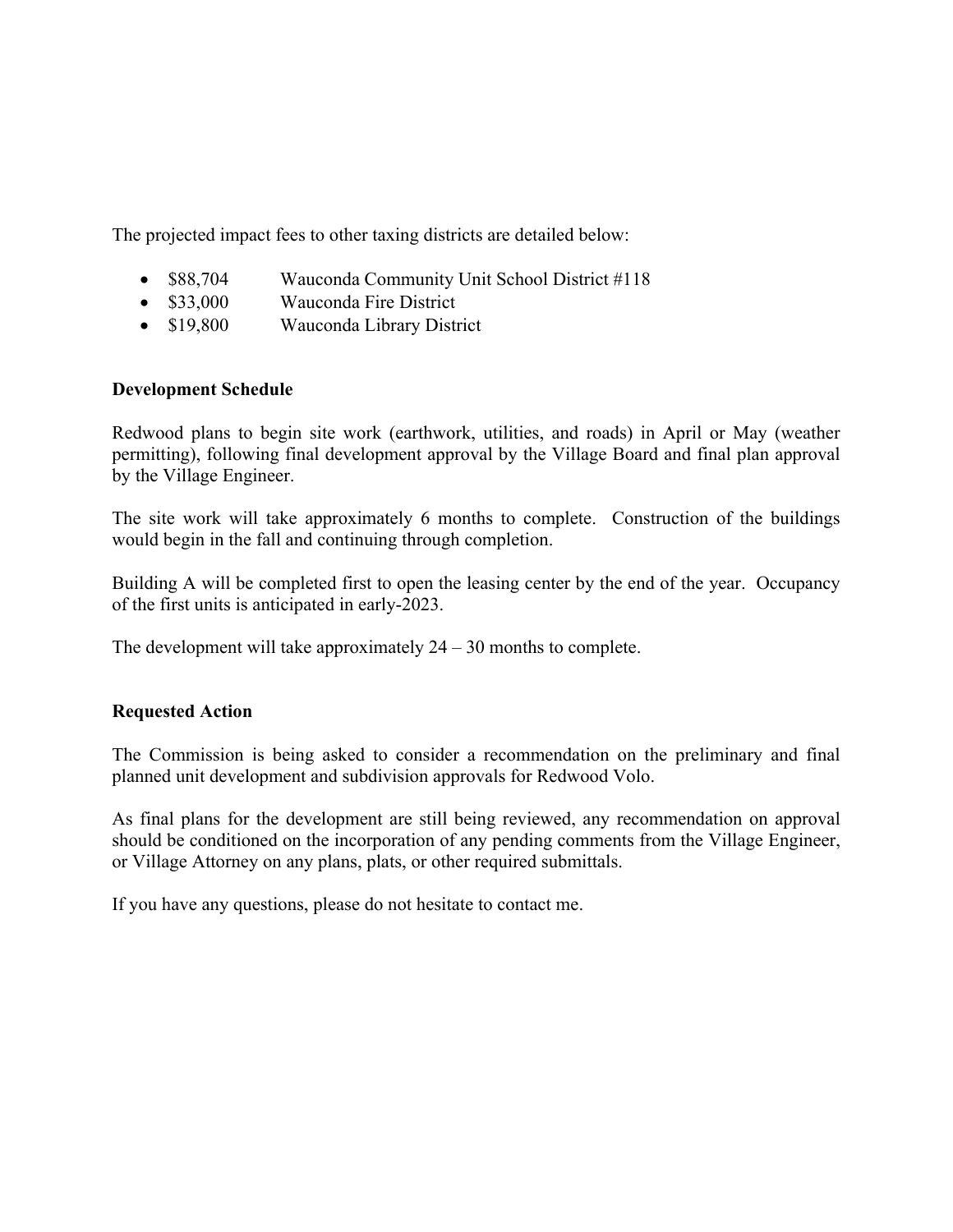The projected impact fees to other taxing districts are detailed below:

- $88,704 Wauconda Community Unit School District #118
- $33,000 Wauconda Fire District
- $19,800 Wauconda Library District

**Development Schedule**

Redwood plans to begin site work (earthwork, utilities, and roads) in April or May (weather permitting), following final development approval by the Village Board and final plan approval by the Village Engineer.

The site work will take approximately 6 months to complete. Construction of the buildings would begin in the fall and continuing through completion.

Building A will be completed first to open the leasing center by the end of the year. Occupancy of the first units is anticipated in early-2023.

The development will take approximately 24 – 30 months to complete.

**Requested Action**

The Commission is being asked to consider a recommendation on the preliminary and final planned unit development and subdivision approvals for Redwood Volo.

As final plans for the development are still being reviewed, any recommendation on approval should be conditioned on the incorporation of any pending comments from the Village Engineer, or Village Attorney on any plans, plats, or other required submittals.

If you have any questions, please do not hesitate to contact me.